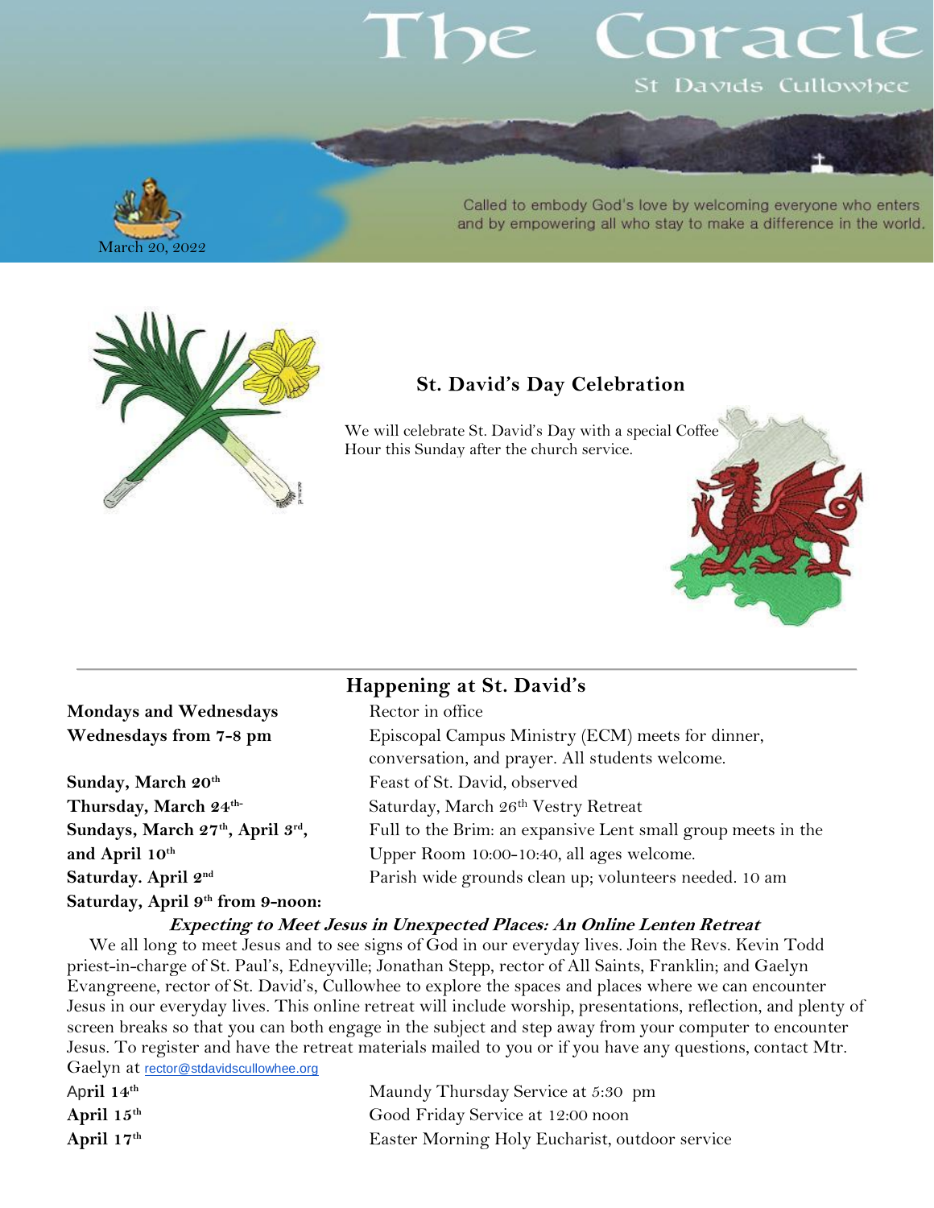# The Coracle

St Davids Cullowhee

Called to embody God's love by welcoming everyone who enters and by empowering all who stay to make a difference in the world.

March 20, 2022

## St. David's Day Celebration

We will celebrate St. David's Day with a special Coffee Hour this Sunday after the church service.

## Happening at St. David's

**Mondays and Wednesdays** — Rector in office

**Wednesdays from 7-8 pm** — Episcopal Campus Ministry (ECM) meets for dinner, conversation, and prayer. All students welcome.

**Sunday, March 20th** — Feast of St. David, observed

**Thursday, March 24th-** Saturday, March 26th Vestry Retreat

**Sundays, March 27th, April 3rd, and April 10th** — Full to the Brim: an expansive Lent small group meets in the Upper Room 10:00-10:40, all ages welcome.

**Saturday. April 2nd** — Parish wide grounds clean up; volunteers needed. 10 am

**Saturday, April 9th from 9-noon:**

***Expecting to Meet Jesus in Unexpected Places: An Online Lenten Retreat***

We all long to meet Jesus and to see signs of God in our everyday lives. Join the Revs. Kevin Todd priest-in-charge of St. Paul's, Edneyville; Jonathan Stepp, rector of All Saints, Franklin; and Gaelyn Evangreene, rector of St. David's, Cullowhee to explore the spaces and places where we can encounter Jesus in our everyday lives. This online retreat will include worship, presentations, reflection, and plenty of screen breaks so that you can both engage in the subject and step away from your computer to encounter Jesus. To register and have the retreat materials mailed to you or if you have any questions, contact Mtr. Gaelyn at rector@stdavidscullowhee.org

**April 14th** — Maundy Thursday Service at 5:30 pm

**April 15th** — Good Friday Service at 12:00 noon

**April 17th** — Easter Morning Holy Eucharist, outdoor service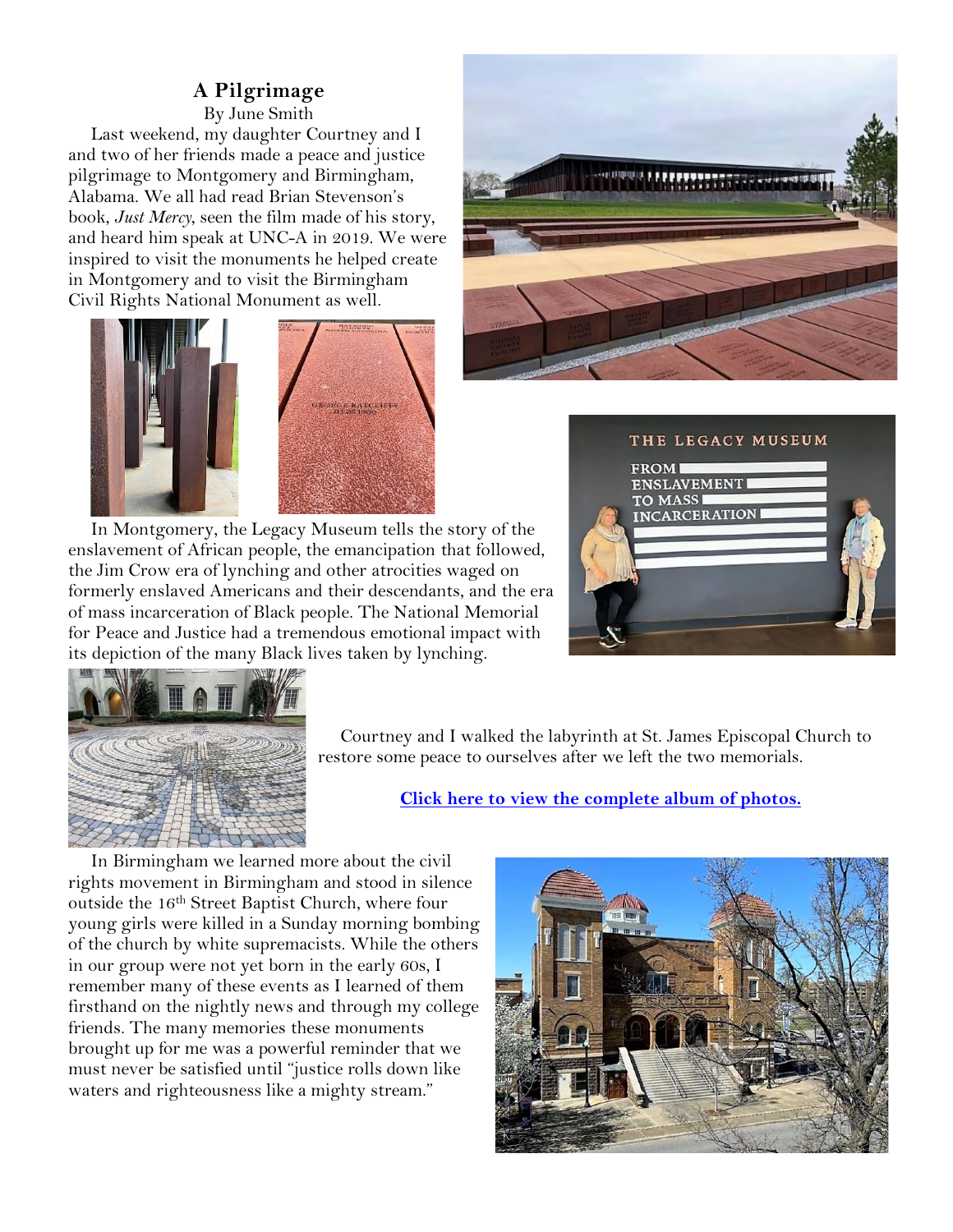## A Pilgrimage

By June Smith

Last weekend, my daughter Courtney and I and two of her friends made a peace and justice pilgrimage to Montgomery and Birmingham, Alabama. We all had read Brian Stevenson's book, *Just Mercy*, seen the film made of his story, and heard him speak at UNC-A in 2019. We were inspired to visit the monuments he helped create in Montgomery and to visit the Birmingham Civil Rights National Monument as well.

In Montgomery, the Legacy Museum tells the story of the enslavement of African people, the emancipation that followed, the Jim Crow era of lynching and other atrocities waged on formerly enslaved Americans and their descendants, and the era of mass incarceration of Black people. The National Memorial for Peace and Justice had a tremendous emotional impact with its depiction of the many Black lives taken by lynching.

Courtney and I walked the labyrinth at St. James Episcopal Church to restore some peace to ourselves after we left the two memorials.

**Click here to view the complete album of photos.**

In Birmingham we learned more about the civil rights movement in Birmingham and stood in silence outside the 16th Street Baptist Church, where four young girls were killed in a Sunday morning bombing of the church by white supremacists. While the others in our group were not yet born in the early 60s, I remember many of these events as I learned of them firsthand on the nightly news and through my college friends. The many memories these monuments brought up for me was a powerful reminder that we must never be satisfied until "justice rolls down like waters and righteousness like a mighty stream."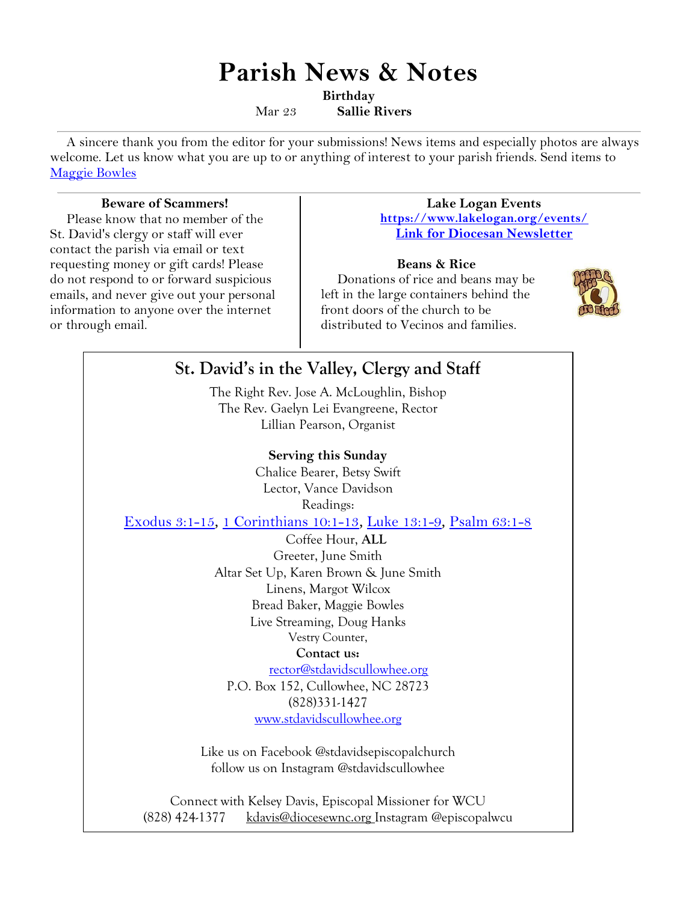# Parish News & Notes

**Birthday**

Mar 23 **Sallie Rivers**

---

A sincere thank you from the editor for your submissions! News items and especially photos are always welcome. Let us know what you are up to or anything of interest to your parish friends. Send items to [Maggie Bowles]

---

**Beware of Scammers!**

Please know that no member of the St. David's clergy or staff will ever contact the parish via email or text requesting money or gift cards! Please do not respond to or forward suspicious emails, and never give out your personal information to anyone over the internet or through email.

**Lake Logan Events**

**https://www.lakelogan.org/events/**

**Link for Diocesan Newsletter**

**Beans & Rice**

Donations of rice and beans may be left in the large containers behind the front doors of the church to be distributed to Vecinos and families.

## St. David's in the Valley, Clergy and Staff

The Right Rev. Jose A. McLoughlin, Bishop
The Rev. Gaelyn Lei Evangreene, Rector
Lillian Pearson, Organist

**Serving this Sunday**

Chalice Bearer, Betsy Swift
Lector, Vance Davidson
Readings:
Exodus 3:1-15, 1 Corinthians 10:1-13, Luke 13:1-9, Psalm 63:1-8
Coffee Hour, **ALL**
Greeter, June Smith
Altar Set Up, Karen Brown & June Smith
Linens, Margot Wilcox
Bread Baker, Maggie Bowles
Live Streaming, Doug Hanks
Vestry Counter,

**Contact us:**

rector@stdavidscullowhee.org
P.O. Box 152, Cullowhee, NC 28723
(828)331-1427
www.stdavidscullowhee.org

Like us on Facebook @stdavidsepiscopalchurch
follow us on Instagram @stdavidscullowhee

Connect with Kelsey Davis, Episcopal Missioner for WCU
(828) 424-1377 kdavis@diocesewnc.org Instagram @episcopalwcu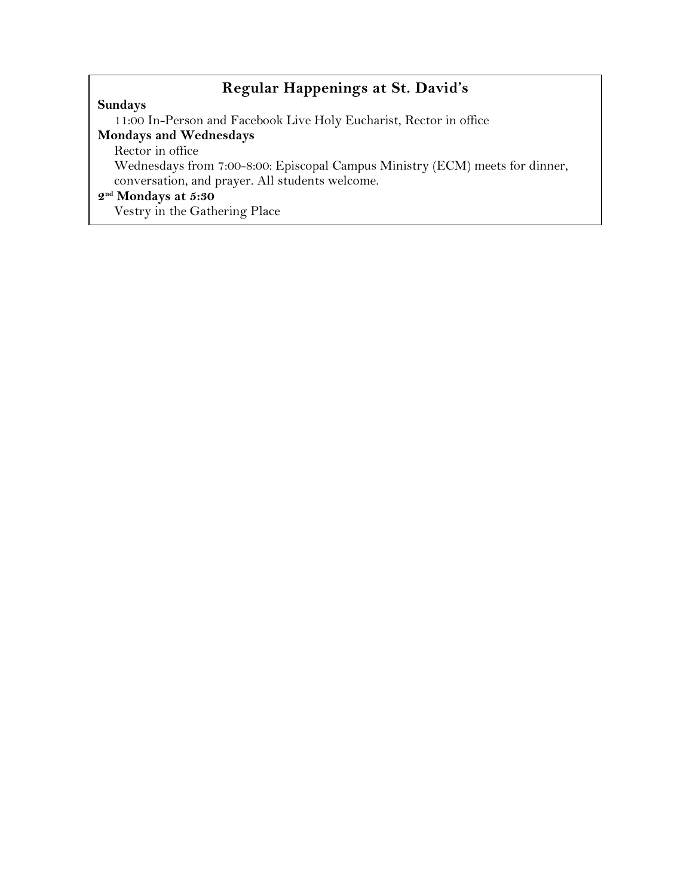## Regular Happenings at St. David's

**Sundays**

11:00 In-Person and Facebook Live Holy Eucharist, Rector in office

**Mondays and Wednesdays**

Rector in office

Wednesdays from 7:00-8:00: Episcopal Campus Ministry (ECM) meets for dinner, conversation, and prayer. All students welcome.

**2nd Mondays at 5:30**

Vestry in the Gathering Place